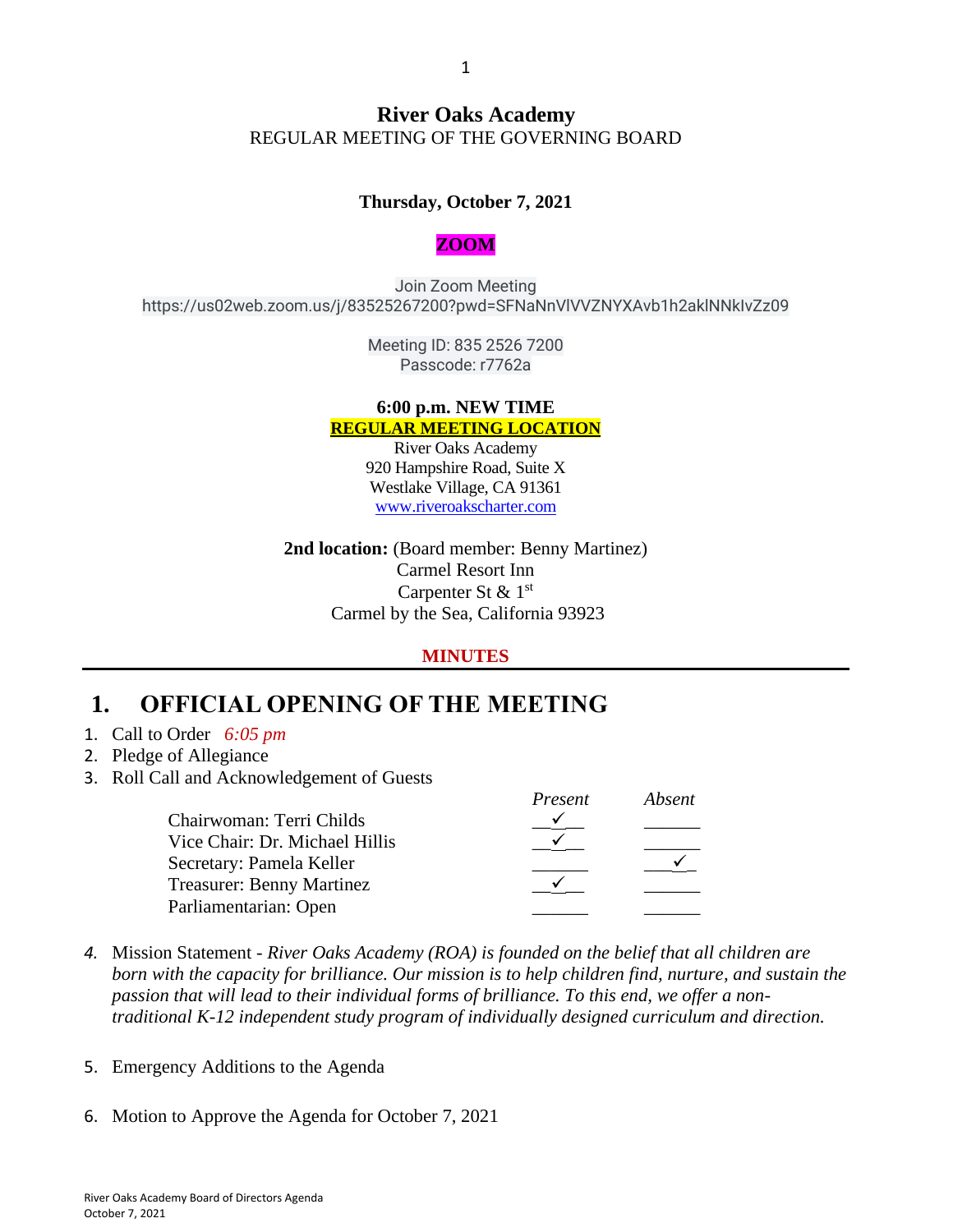# River Oaks Academy

REGULAR MEETING OF THE GOVERNING BOARD

**Thursday, October 7, 2021**

**ZOOM**

Join Zoom Meeting
https://us02web.zoom.us/j/83525267200?pwd=SFNaNnVlVVZNYXAvb1h2aklNNkIvZz09

Meeting ID: 835 2526 7200
Passcode: r7762a

**6:00 p.m. NEW TIME**
**REGULAR MEETING LOCATION**
River Oaks Academy
920 Hampshire Road, Suite X
Westlake Village, CA 91361
www.riveroakscharter.com

**2nd location:** (Board member: Benny Martinez)
Carmel Resort Inn
Carpenter St & 1st
Carmel by the Sea, California 93923

**MINUTES**

## 1. OFFICIAL OPENING OF THE MEETING

1. Call to Order *6:05 pm*
2. Pledge of Allegiance
3. Roll Call and Acknowledgement of Guests

| | *Present* | *Absent* |
|---|---|---|
| Chairwoman: Terri Childs | ✓ | |
| Vice Chair: Dr. Michael Hillis | ✓ | |
| Secretary: Pamela Keller | | ✓ |
| Treasurer: Benny Martinez | ✓ | |
| Parliamentarian: Open | | |

4. Mission Statement - *River Oaks Academy (ROA) is founded on the belief that all children are born with the capacity for brilliance. Our mission is to help children find, nurture, and sustain the passion that will lead to their individual forms of brilliance. To this end, we offer a non-traditional K-12 independent study program of individually designed curriculum and direction.*

5. Emergency Additions to the Agenda

6. Motion to Approve the Agenda for October 7, 2021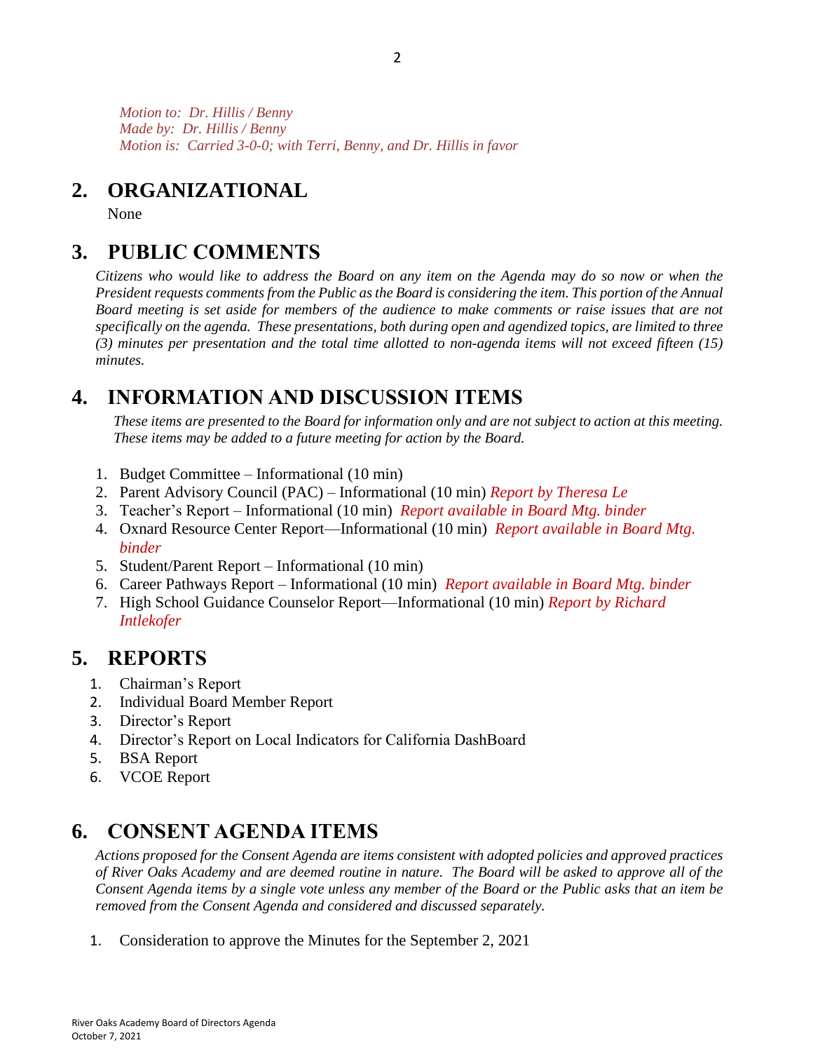*Motion to: Dr. Hillis / Benny*
*Made by: Dr. Hillis / Benny*
*Motion is: Carried 3-0-0; with Terri, Benny, and Dr. Hillis in favor*

## 2. ORGANIZATIONAL

None

## 3. PUBLIC COMMENTS

*Citizens who would like to address the Board on any item on the Agenda may do so now or when the President requests comments from the Public as the Board is considering the item. This portion of the Annual Board meeting is set aside for members of the audience to make comments or raise issues that are not specifically on the agenda. These presentations, both during open and agendized topics, are limited to three (3) minutes per presentation and the total time allotted to non-agenda items will not exceed fifteen (15) minutes.*

## 4. INFORMATION AND DISCUSSION ITEMS

*These items are presented to the Board for information only and are not subject to action at this meeting. These items may be added to a future meeting for action by the Board.*

1. Budget Committee – Informational (10 min)
2. Parent Advisory Council (PAC) – Informational (10 min) *Report by Theresa Le*
3. Teacher's Report – Informational (10 min) *Report available in Board Mtg. binder*
4. Oxnard Resource Center Report—Informational (10 min) *Report available in Board Mtg. binder*
5. Student/Parent Report – Informational (10 min)
6. Career Pathways Report – Informational (10 min) *Report available in Board Mtg. binder*
7. High School Guidance Counselor Report—Informational (10 min) *Report by Richard Intlekofer*

## 5. REPORTS

1. Chairman's Report
2. Individual Board Member Report
3. Director's Report
4. Director's Report on Local Indicators for California DashBoard
5. BSA Report
6. VCOE Report

## 6. CONSENT AGENDA ITEMS

*Actions proposed for the Consent Agenda are items consistent with adopted policies and approved practices of River Oaks Academy and are deemed routine in nature. The Board will be asked to approve all of the Consent Agenda items by a single vote unless any member of the Board or the Public asks that an item be removed from the Consent Agenda and considered and discussed separately.*

1. Consideration to approve the Minutes for the September 2, 2021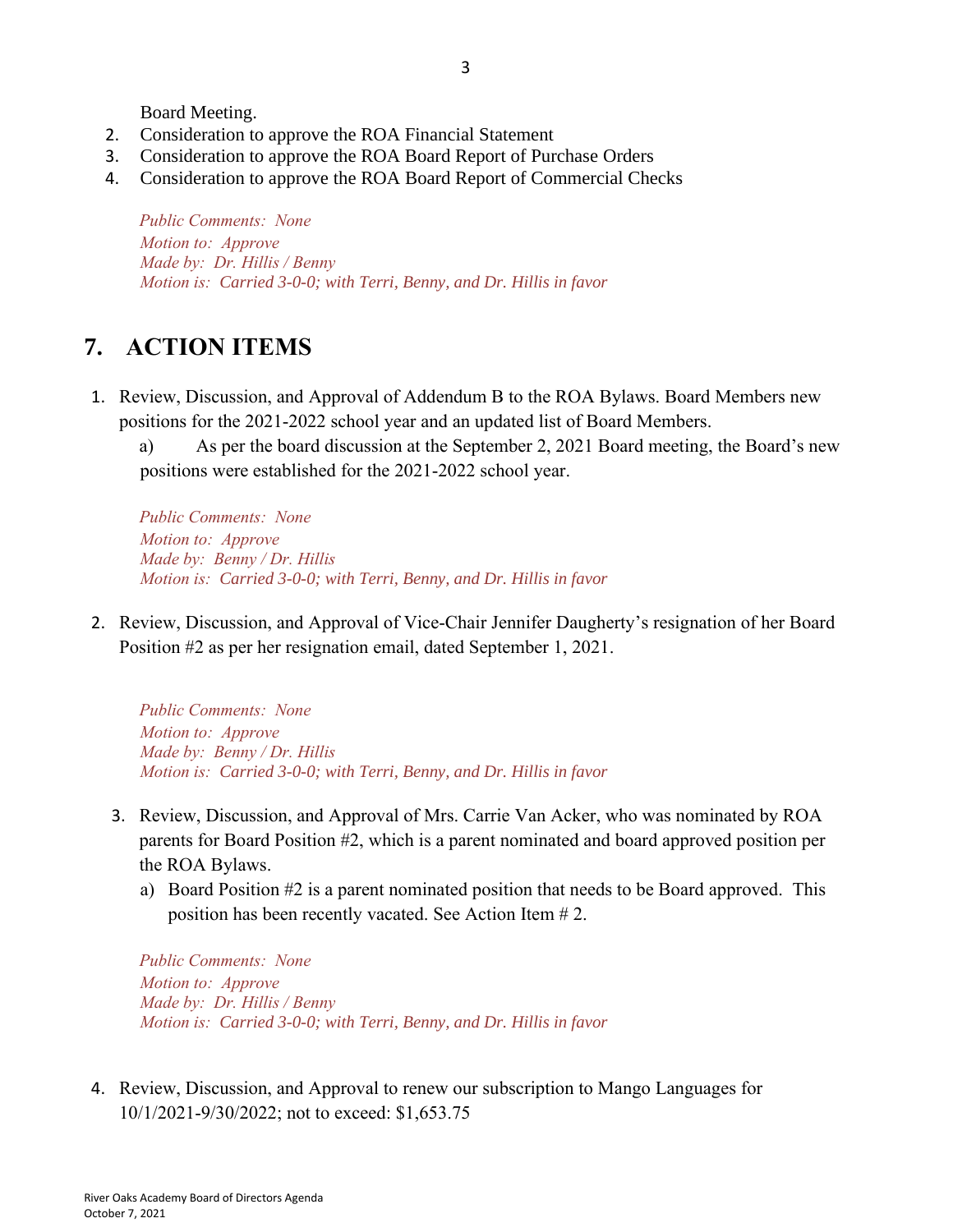Board Meeting.

2. Consideration to approve the ROA Financial Statement
3. Consideration to approve the ROA Board Report of Purchase Orders
4. Consideration to approve the ROA Board Report of Commercial Checks

*Public Comments: None*
*Motion to: Approve*
*Made by: Dr. Hillis / Benny*
*Motion is: Carried 3-0-0; with Terri, Benny, and Dr. Hillis in favor*

## 7. ACTION ITEMS

1. Review, Discussion, and Approval of Addendum B to the ROA Bylaws. Board Members new positions for the 2021-2022 school year and an updated list of Board Members.

   a) As per the board discussion at the September 2, 2021 Board meeting, the Board's new positions were established for the 2021-2022 school year.

   *Public Comments: None*
   *Motion to: Approve*
   *Made by: Benny / Dr. Hillis*
   *Motion is: Carried 3-0-0; with Terri, Benny, and Dr. Hillis in favor*

2. Review, Discussion, and Approval of Vice-Chair Jennifer Daugherty's resignation of her Board Position #2 as per her resignation email, dated September 1, 2021.

   *Public Comments: None*
   *Motion to: Approve*
   *Made by: Benny / Dr. Hillis*
   *Motion is: Carried 3-0-0; with Terri, Benny, and Dr. Hillis in favor*

3. Review, Discussion, and Approval of Mrs. Carrie Van Acker, who was nominated by ROA parents for Board Position #2, which is a parent nominated and board approved position per the ROA Bylaws.

   a) Board Position #2 is a parent nominated position that needs to be Board approved. This position has been recently vacated. See Action Item # 2.

   *Public Comments: None*
   *Motion to: Approve*
   *Made by: Dr. Hillis / Benny*
   *Motion is: Carried 3-0-0; with Terri, Benny, and Dr. Hillis in favor*

4. Review, Discussion, and Approval to renew our subscription to Mango Languages for 10/1/2021-9/30/2022; not to exceed: $1,653.75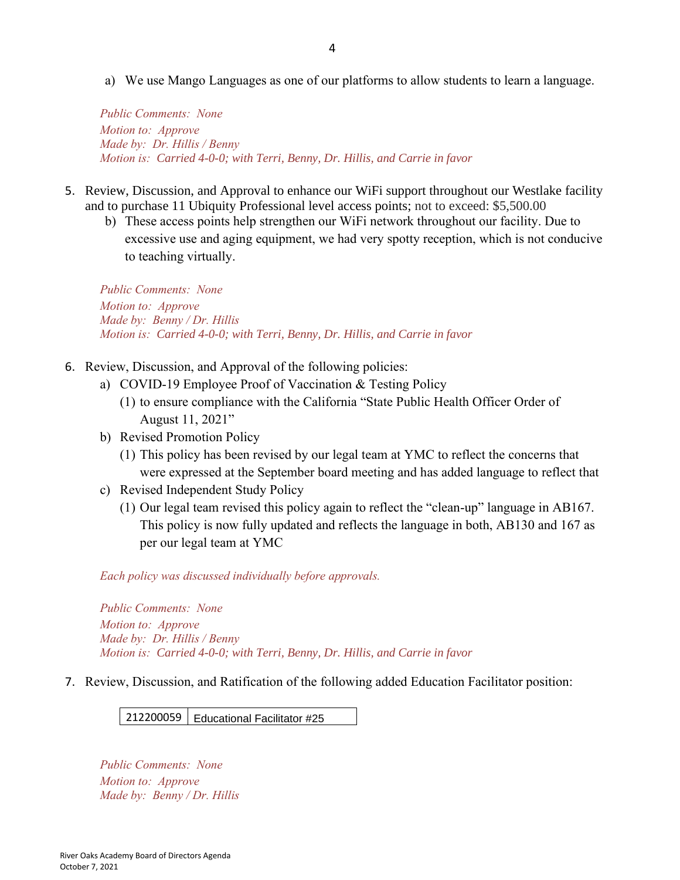a) We use Mango Languages as one of our platforms to allow students to learn a language.

*Public Comments: None*
*Motion to: Approve*
*Made by: Dr. Hillis / Benny*
*Motion is: Carried 4-0-0; with Terri, Benny, Dr. Hillis, and Carrie in favor*

5. Review, Discussion, and Approval to enhance our WiFi support throughout our Westlake facility and to purchase 11 Ubiquity Professional level access points; not to exceed: $5,500.00
    b) These access points help strengthen our WiFi network throughout our facility. Due to excessive use and aging equipment, we had very spotty reception, which is not conducive to teaching virtually.

*Public Comments: None*
*Motion to: Approve*
*Made by: Benny / Dr. Hillis*
*Motion is: Carried 4-0-0; with Terri, Benny, Dr. Hillis, and Carrie in favor*

6. Review, Discussion, and Approval of the following policies:
    a) COVID-19 Employee Proof of Vaccination & Testing Policy
        (1) to ensure compliance with the California "State Public Health Officer Order of August 11, 2021"
    b) Revised Promotion Policy
        (1) This policy has been revised by our legal team at YMC to reflect the concerns that were expressed at the September board meeting and has added language to reflect that
    c) Revised Independent Study Policy
        (1) Our legal team revised this policy again to reflect the "clean-up" language in AB167. This policy is now fully updated and reflects the language in both, AB130 and 167 as per our legal team at YMC

*Each policy was discussed individually before approvals.*

*Public Comments: None*
*Motion to: Approve*
*Made by: Dr. Hillis / Benny*
*Motion is: Carried 4-0-0; with Terri, Benny, Dr. Hillis, and Carrie in favor*

7. Review, Discussion, and Ratification of the following added Education Facilitator position:

| 212200059 | Educational Facilitator #25 |
|---|---|

*Public Comments: None*
*Motion to: Approve*
*Made by: Benny / Dr. Hillis*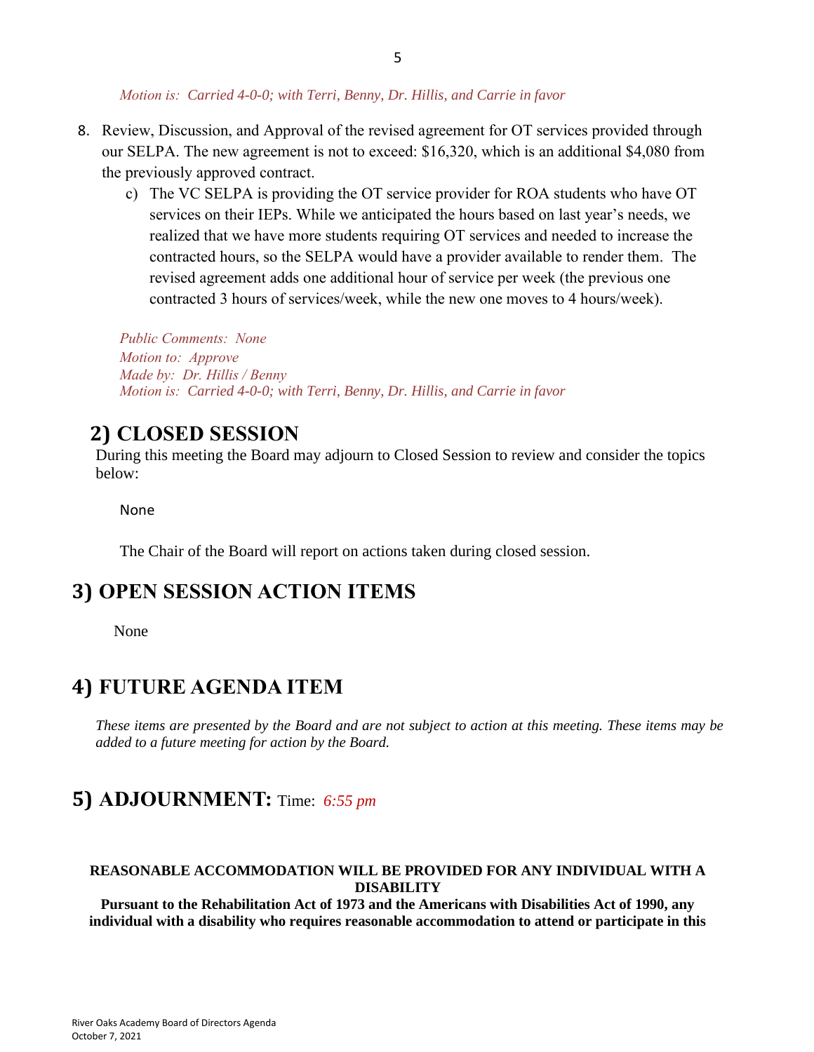*Motion is: Carried 4-0-0; with Terri, Benny, Dr. Hillis, and Carrie in favor*

8. Review, Discussion, and Approval of the revised agreement for OT services provided through our SELPA. The new agreement is not to exceed: $16,320, which is an additional $4,080 from the previously approved contract.
   c) The VC SELPA is providing the OT service provider for ROA students who have OT services on their IEPs. While we anticipated the hours based on last year's needs, we realized that we have more students requiring OT services and needed to increase the contracted hours, so the SELPA would have a provider available to render them. The revised agreement adds one additional hour of service per week (the previous one contracted 3 hours of services/week, while the new one moves to 4 hours/week).

*Public Comments: None*
*Motion to: Approve*
*Made by: Dr. Hillis / Benny*
*Motion is: Carried 4-0-0; with Terri, Benny, Dr. Hillis, and Carrie in favor*

## 2) CLOSED SESSION

During this meeting the Board may adjourn to Closed Session to review and consider the topics below:

None

The Chair of the Board will report on actions taken during closed session.

## 3) OPEN SESSION ACTION ITEMS

None

## 4) FUTURE AGENDA ITEM

*These items are presented by the Board and are not subject to action at this meeting. These items may be added to a future meeting for action by the Board.*

## 5) ADJOURNMENT: Time: *6:55 pm*

**REASONABLE ACCOMMODATION WILL BE PROVIDED FOR ANY INDIVIDUAL WITH A DISABILITY**

**Pursuant to the Rehabilitation Act of 1973 and the Americans with Disabilities Act of 1990, any individual with a disability who requires reasonable accommodation to attend or participate in this**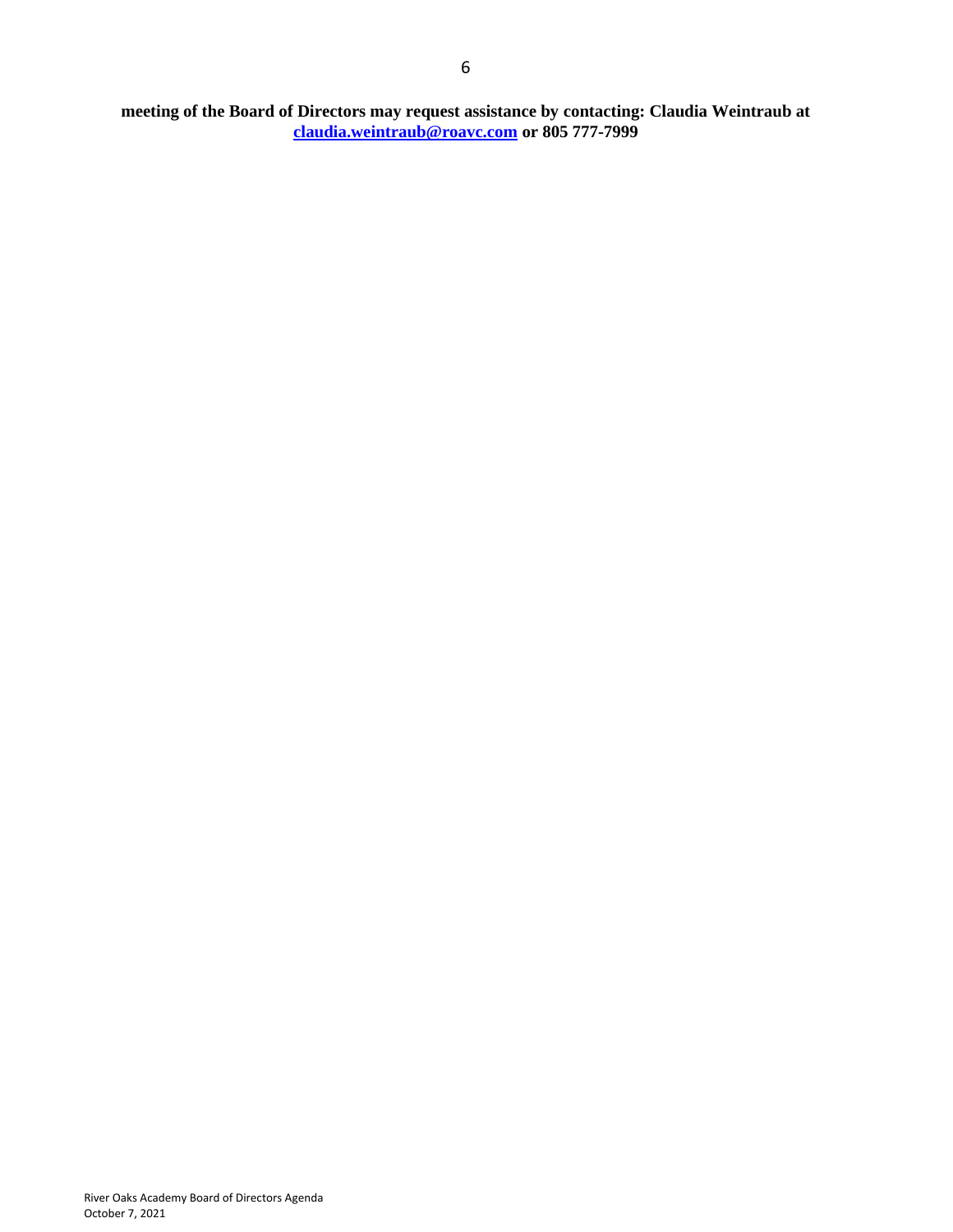**meeting of the Board of Directors may request assistance by contacting: Claudia Weintraub at [claudia.weintraub@roavc.com](mailto:claudia.weintraub@roavc.com) or 805 777-7999**